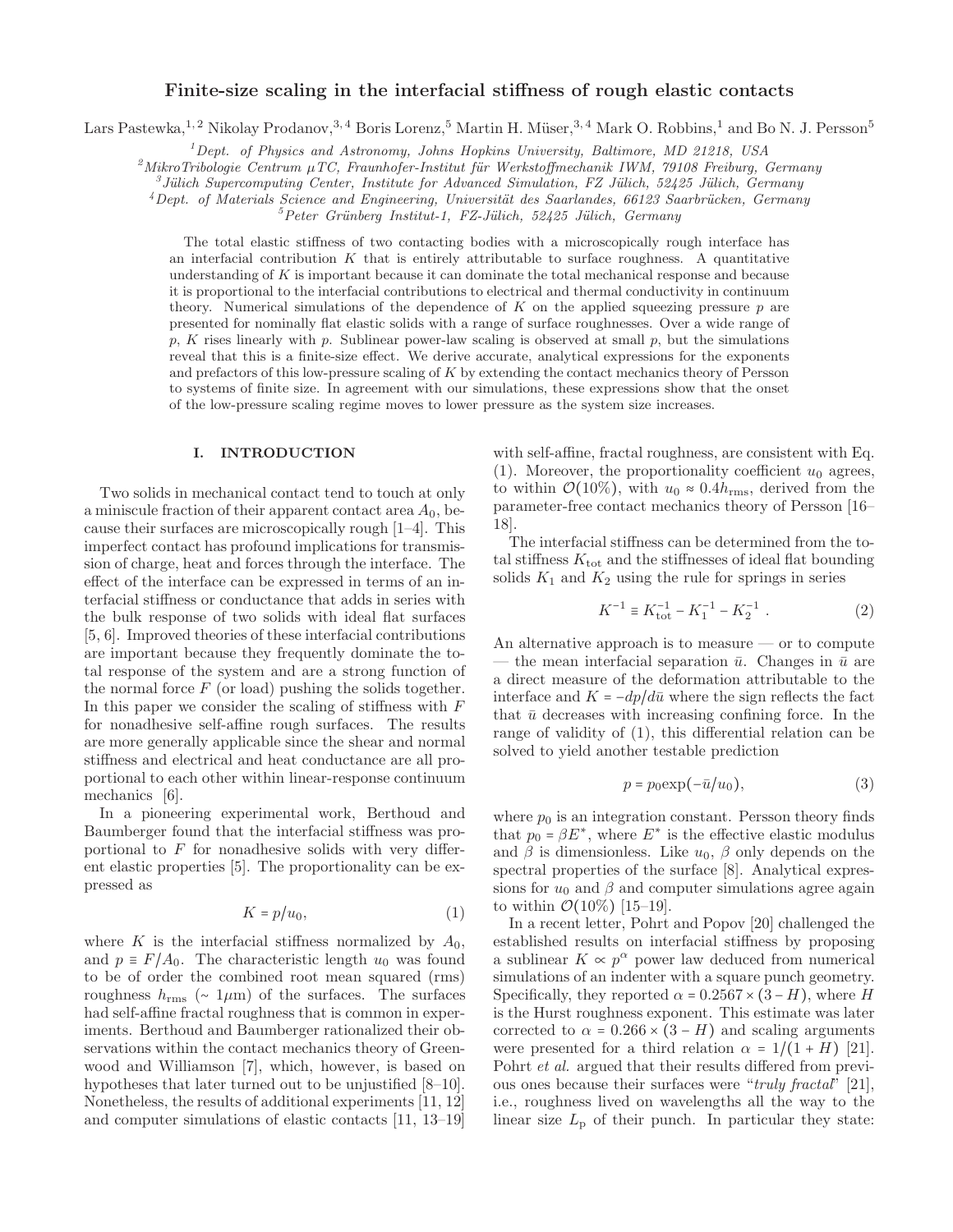# Finite-size scaling in the interfacial stiffness of rough elastic contacts

Lars Pastewka,[1,2] Nikolay Prodanov,[3,4] Boris Lorenz,[5] Martin H. Müser,[3,4] Mark O. Robbins,[1] and Bo N. J. Persson[5]

[1] Dept. of Physics and Astronomy, Johns Hopkins University, Baltimore, MD 21218, USA
[2] MikroTribologie Centrum µTC, Fraunhofer-Institut für Werkstoffmechanik IWM, 79108 Freiburg, Germany
[3] Jülich Supercomputing Center, Institute for Advanced Simulation, FZ Jülich, 52425 Jülich, Germany
[4] Dept. of Materials Science and Engineering, Universität des Saarlandes, 66123 Saarbrücken, Germany
[5] Peter Grünberg Institut-1, FZ-Jülich, 52425 Jülich, Germany

The total elastic stiffness of two contacting bodies with a microscopically rough interface has an interfacial contribution $K$ that is entirely attributable to surface roughness. A quantitative understanding of $K$ is important because it can dominate the total mechanical response and because it is proportional to the interfacial contributions to electrical and thermal conductivity in continuum theory. Numerical simulations of the dependence of $K$ on the applied squeezing pressure $p$ are presented for nominally flat elastic solids with a range of surface roughnesses. Over a wide range of $p$, $K$ rises linearly with $p$. Sublinear power-law scaling is observed at small $p$, but the simulations reveal that this is a finite-size effect. We derive accurate, analytical expressions for the exponents and prefactors of this low-pressure scaling of $K$ by extending the contact mechanics theory of Persson to systems of finite size. In agreement with our simulations, these expressions show that the onset of the low-pressure scaling regime moves to lower pressure as the system size increases.

## I. INTRODUCTION

Two solids in mechanical contact tend to touch at only a miniscule fraction of their apparent contact area $A_0$, because their surfaces are microscopically rough [1–4]. This imperfect contact has profound implications for transmission of charge, heat and forces through the interface. The effect of the interface can be expressed in terms of an interfacial stiffness or conductance that adds in series with the bulk response of two solids with ideal flat surfaces [5, 6]. Improved theories of these interfacial contributions are important because they frequently dominate the total response of the system and are a strong function of the normal force $F$ (or load) pushing the solids together. In this paper we consider the scaling of stiffness with $F$ for nonadhesive self-affine rough surfaces. The results are more generally applicable since the shear and normal stiffness and electrical and heat conductance are all proportional to each other within linear-response continuum mechanics [6].

In a pioneering experimental work, Berthoud and Baumberger found that the interfacial stiffness was proportional to $F$ for nonadhesive solids with very different elastic properties [5]. The proportionality can be expressed as

$$K = p/u_0, \tag{1}$$

where $K$ is the interfacial stiffness normalized by $A_0$, and $p \equiv F/A_0$. The characteristic length $u_0$ was found to be of order the combined root mean squared (rms) roughness $h_{\mathrm{rms}}$ ($\sim 1\mu$m) of the surfaces. The surfaces had self-affine fractal roughness that is common in experiments. Berthoud and Baumberger rationalized their observations within the contact mechanics theory of Greenwood and Williamson [7], which, however, is based on hypotheses that later turned out to be unjustified [8–10]. Nonetheless, the results of additional experiments [11, 12] and computer simulations of elastic contacts [11, 13–19] with self-affine, fractal roughness, are consistent with Eq. (1). Moreover, the proportionality coefficient $u_0$ agrees, to within $\mathcal{O}(10\%)$, with $u_0 \approx 0.4 h_{\mathrm{rms}}$, derived from the parameter-free contact mechanics theory of Persson [16–18].

The interfacial stiffness can be determined from the total stiffness $K_{\mathrm{tot}}$ and the stiffnesses of ideal flat bounding solids $K_1$ and $K_2$ using the rule for springs in series

$$K^{-1} \equiv K_{\mathrm{tot}}^{-1} - K_1^{-1} - K_2^{-1} . \tag{2}$$

An alternative approach is to measure — or to compute — the mean interfacial separation $\bar{u}$. Changes in $\bar{u}$ are a direct measure of the deformation attributable to the interface and $K = -dp/d\bar{u}$ where the sign reflects the fact that $\bar{u}$ decreases with increasing confining force. In the range of validity of (1), this differential relation can be solved to yield another testable prediction

$$p = p_0 \exp(-\bar{u}/u_0), \tag{3}$$

where $p_0$ is an integration constant. Persson theory finds that $p_0 = \beta E^*$, where $E^*$ is the effective elastic modulus and $\beta$ is dimensionless. Like $u_0$, $\beta$ only depends on the spectral properties of the surface [8]. Analytical expressions for $u_0$ and $\beta$ and computer simulations agree again to within $\mathcal{O}(10\%)$ [15–19].

In a recent letter, Pohrt and Popov [20] challenged the established results on interfacial stiffness by proposing a sublinear $K \propto p^{\alpha}$ power law deduced from numerical simulations of an indenter with a square punch geometry. Specifically, they reported $\alpha = 0.2567 \times (3 - H)$, where $H$ is the Hurst roughness exponent. This estimate was later corrected to $\alpha = 0.266 \times (3 - H)$ and scaling arguments were presented for a third relation $\alpha = 1/(1 + H)$ [21]. Pohrt *et al.* argued that their results differed from previous ones because their surfaces were "*truly fractal*" [21], i.e., roughness lived on wavelengths all the way to the linear size $L_{\mathrm{p}}$ of their punch. In particular they state: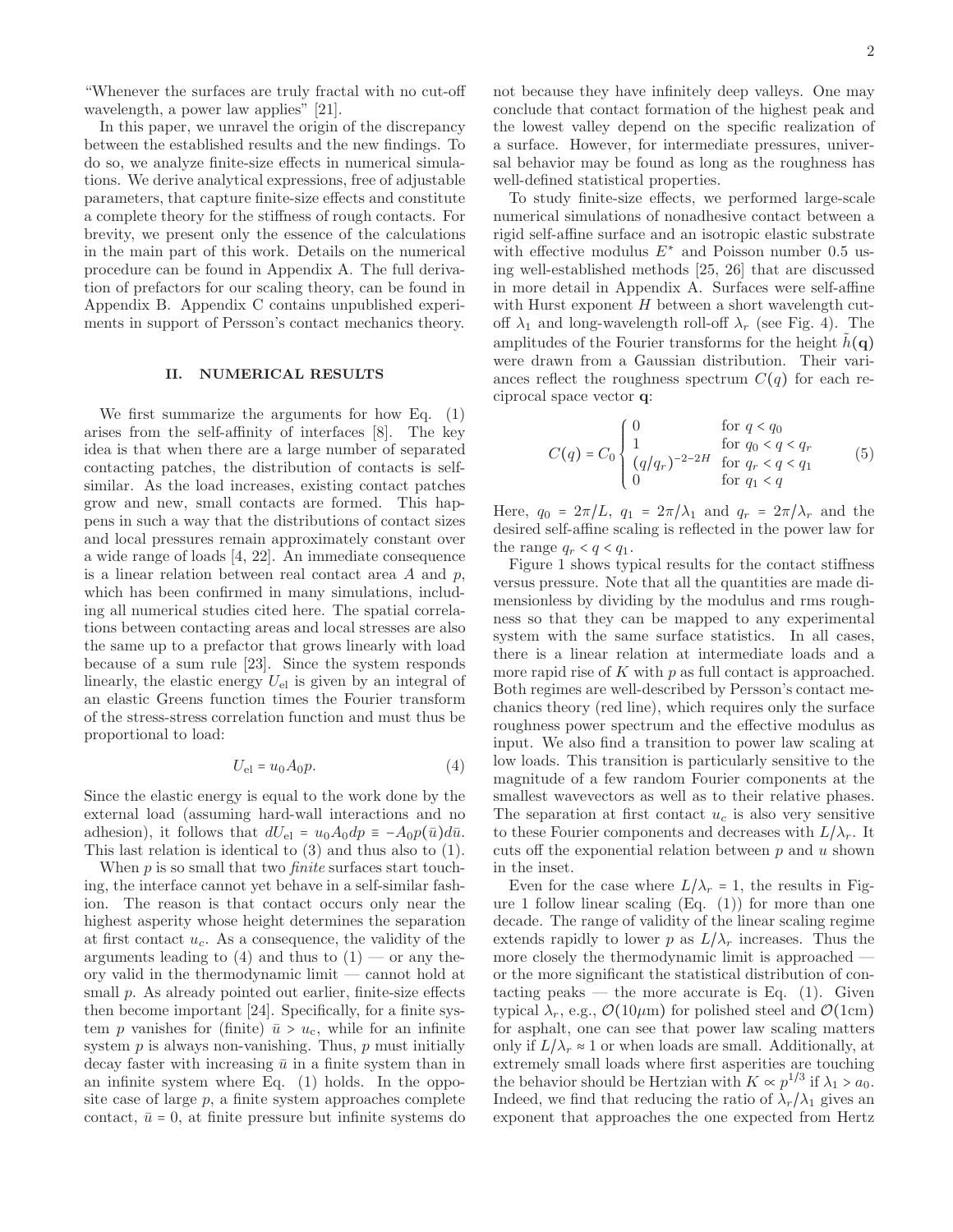"Whenever the surfaces are truly fractal with no cut-off wavelength, a power law applies" [21].

In this paper, we unravel the origin of the discrepancy between the established results and the new findings. To do so, we analyze finite-size effects in numerical simulations. We derive analytical expressions, free of adjustable parameters, that capture finite-size effects and constitute a complete theory for the stiffness of rough contacts. For brevity, we present only the essence of the calculations in the main part of this work. Details on the numerical procedure can be found in Appendix A. The full derivation of prefactors for our scaling theory, can be found in Appendix B. Appendix C contains unpublished experiments in support of Persson's contact mechanics theory.

## II. NUMERICAL RESULTS

We first summarize the arguments for how Eq. (1) arises from the self-affinity of interfaces [8]. The key idea is that when there are a large number of separated contacting patches, the distribution of contacts is self-similar. As the load increases, existing contact patches grow and new, small contacts are formed. This happens in such a way that the distributions of contact sizes and local pressures remain approximately constant over a wide range of loads [4, 22]. An immediate consequence is a linear relation between real contact area $A$ and $p$, which has been confirmed in many simulations, including all numerical studies cited here. The spatial correlations between contacting areas and local stresses are also the same up to a prefactor that grows linearly with load because of a sum rule [23]. Since the system responds linearly, the elastic energy $U_{\rm el}$ is given by an integral of an elastic Greens function times the Fourier transform of the stress-stress correlation function and must thus be proportional to load:

$$U_{\rm el} = u_0 A_0 p. \tag{4}$$

Since the elastic energy is equal to the work done by the external load (assuming hard-wall interactions and no adhesion), it follows that $dU_{\rm el} = u_0 A_0 dp \equiv -A_0 p(\bar{u}) d\bar{u}$. This last relation is identical to (3) and thus also to (1).

When $p$ is so small that two *finite* surfaces start touching, the interface cannot yet behave in a self-similar fashion. The reason is that contact occurs only near the highest asperity whose height determines the separation at first contact $u_c$. As a consequence, the validity of the arguments leading to (4) and thus to (1) — or any theory valid in the thermodynamic limit — cannot hold at small $p$. As already pointed out earlier, finite-size effects then become important [24]. Specifically, for a finite system $p$ vanishes for (finite) $\bar{u} > u_c$, while for an infinite system $p$ is always non-vanishing. Thus, $p$ must initially decay faster with increasing $\bar{u}$ in a finite system than in an infinite system where Eq. (1) holds. In the opposite case of large $p$, a finite system approaches complete contact, $\bar{u} = 0$, at finite pressure but infinite systems do not because they have infinitely deep valleys. One may conclude that contact formation of the highest peak and the lowest valley depend on the specific realization of a surface. However, for intermediate pressures, universal behavior may be found as long as the roughness has well-defined statistical properties.

To study finite-size effects, we performed large-scale numerical simulations of nonadhesive contact between a rigid self-affine surface and an isotropic elastic substrate with effective modulus $E^*$ and Poisson number 0.5 using well-established methods [25, 26] that are discussed in more detail in Appendix A. Surfaces were self-affine with Hurst exponent $H$ between a short wavelength cutoff $\lambda_1$ and long-wavelength roll-off $\lambda_r$ (see Fig. 4). The amplitudes of the Fourier transforms for the height $\tilde{h}(\mathbf{q})$ were drawn from a Gaussian distribution. Their variances reflect the roughness spectrum $C(q)$ for each reciprocal space vector $\mathbf{q}$:

$$C(q) = C_0 \begin{cases} 0 & \text{for } q < q_0 \\ 1 & \text{for } q_0 < q < q_r \\ (q/q_r)^{-2-2H} & \text{for } q_r < q < q_1 \\ 0 & \text{for } q_1 < q \end{cases} \tag{5}$$

Here, $q_0 = 2\pi/L$, $q_1 = 2\pi/\lambda_1$ and $q_r = 2\pi/\lambda_r$ and the desired self-affine scaling is reflected in the power law for the range $q_r < q < q_1$.

Figure 1 shows typical results for the contact stiffness versus pressure. Note that all the quantities are made dimensionless by dividing by the modulus and rms roughness so that they can be mapped to any experimental system with the same surface statistics. In all cases, there is a linear relation at intermediate loads and a more rapid rise of $K$ with $p$ as full contact is approached. Both regimes are well-described by Persson's contact mechanics theory (red line), which requires only the surface roughness power spectrum and the effective modulus as input. We also find a transition to power law scaling at low loads. This transition is particularly sensitive to the magnitude of a few random Fourier components at the smallest wavevectors as well as to their relative phases. The separation at first contact $u_c$ is also very sensitive to these Fourier components and decreases with $L/\lambda_r$. It cuts off the exponential relation between $p$ and $u$ shown in the inset.

Even for the case where $L/\lambda_r = 1$, the results in Figure 1 follow linear scaling (Eq. (1)) for more than one decade. The range of validity of the linear scaling regime extends rapidly to lower $p$ as $L/\lambda_r$ increases. Thus the more closely the thermodynamic limit is approached — or the more significant the statistical distribution of contacting peaks — the more accurate is Eq. (1). Given typical $\lambda_r$, e.g., $\mathcal{O}(10\mu\text{m})$ for polished steel and $\mathcal{O}(1\text{cm})$ for asphalt, one can see that power law scaling matters only if $L/\lambda_r \approx 1$ or when loads are small. Additionally, at extremely small loads where first asperities are touching the behavior should be Hertzian with $K \propto p^{1/3}$ if $\lambda_1 > a_0$. Indeed, we find that reducing the ratio of $\lambda_r/\lambda_1$ gives an exponent that approaches the one expected from Hertz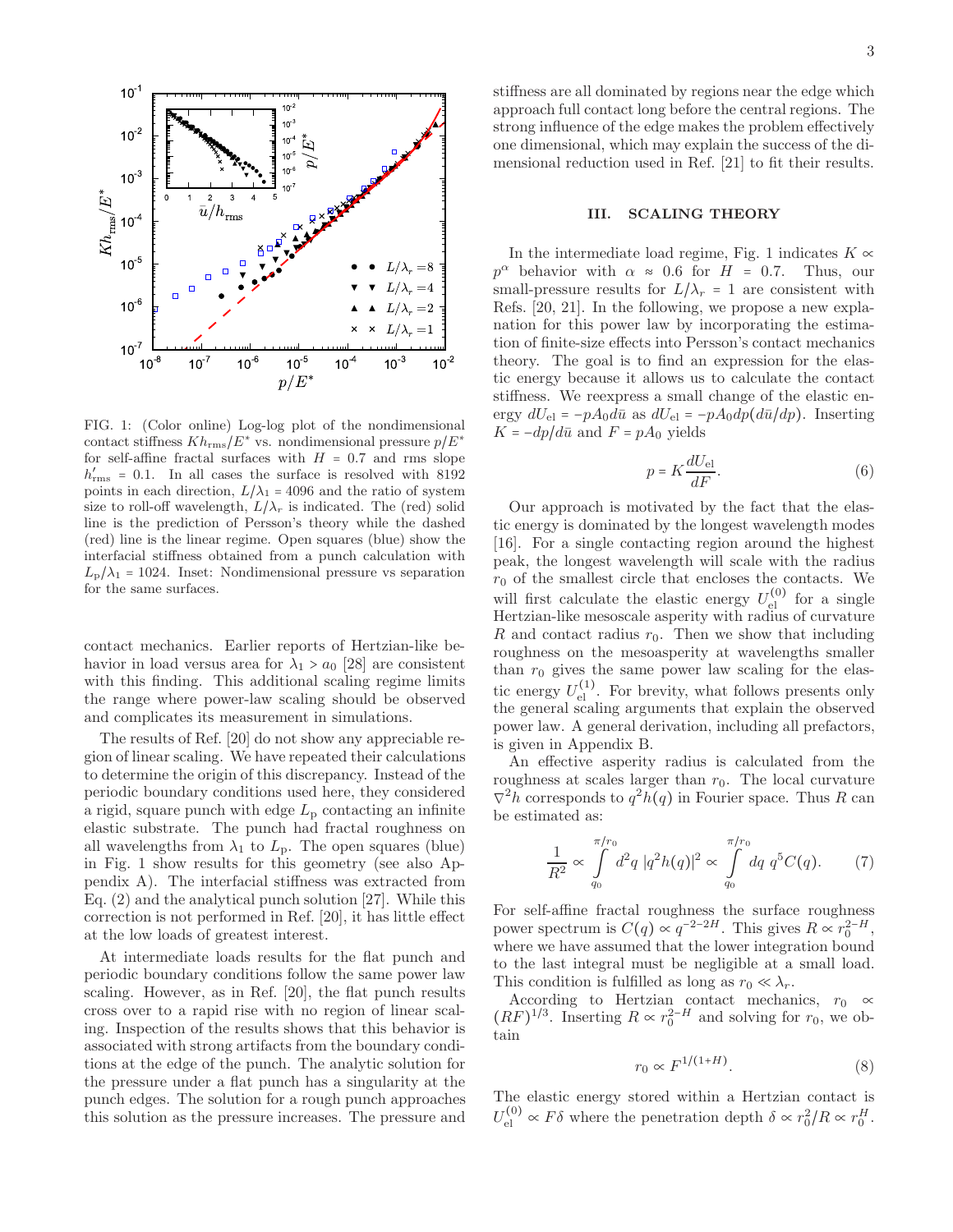FIG. 1: (Color online) Log-log plot of the nondimensional contact stiffness $Kh_{\rm rms}/E^*$ vs. nondimensional pressure $p/E^*$ for self-affine fractal surfaces with $H = 0.7$ and rms slope $h'_{\rm rms} = 0.1$. In all cases the surface is resolved with 8192 points in each direction, $L/\lambda_1 = 4096$ and the ratio of system size to roll-off wavelength, $L/\lambda_r$ is indicated. The (red) solid line is the prediction of Persson's theory while the dashed (red) line is the linear regime. Open squares (blue) show the interfacial stiffness obtained from a punch calculation with $L_{\rm p}/\lambda_1 = 1024$. Inset: Nondimensional pressure vs separation for the same surfaces.

contact mechanics. Earlier reports of Hertzian-like behavior in load versus area for $\lambda_1 > a_0$ [28] are consistent with this finding. This additional scaling regime limits the range where power-law scaling should be observed and complicates its measurement in simulations.

The results of Ref. [20] do not show any appreciable region of linear scaling. We have repeated their calculations to determine the origin of this discrepancy. Instead of the periodic boundary conditions used here, they considered a rigid, square punch with edge $L_{\rm p}$ contacting an infinite elastic substrate. The punch had fractal roughness on all wavelengths from $\lambda_1$ to $L_{\rm p}$. The open squares (blue) in Fig. 1 show results for this geometry (see also Appendix A). The interfacial stiffness was extracted from Eq. (2) and the analytical punch solution [27]. While this correction is not performed in Ref. [20], it has little effect at the low loads of greatest interest.

At intermediate loads results for the flat punch and periodic boundary conditions follow the same power law scaling. However, as in Ref. [20], the flat punch results cross over to a rapid rise with no region of linear scaling. Inspection of the results shows that this behavior is associated with strong artifacts from the boundary conditions at the edge of the punch. The analytic solution for the pressure under a flat punch has a singularity at the punch edges. The solution for a rough punch approaches this solution as the pressure increases. The pressure and stiffness are all dominated by regions near the edge which approach full contact long before the central regions. The strong influence of the edge makes the problem effectively one dimensional, which may explain the success of the dimensional reduction used in Ref. [21] to fit their results.

## III. SCALING THEORY

In the intermediate load regime, Fig. 1 indicates $K \propto p^{\alpha}$ behavior with $\alpha \approx 0.6$ for $H = 0.7$. Thus, our small-pressure results for $L/\lambda_r = 1$ are consistent with Refs. [20, 21]. In the following, we propose a new explanation for this power law by incorporating the estimation of finite-size effects into Persson's contact mechanics theory. The goal is to find an expression for the elastic energy because it allows us to calculate the contact stiffness. We reexpress a small change of the elastic energy $dU_{\rm el} = -pA_0 d\bar{u}$ as $dU_{\rm el} = -pA_0 dp(d\bar{u}/dp)$. Inserting $K = -dp/d\bar{u}$ and $F = pA_0$ yields

$$p = K\frac{dU_{\rm el}}{dF}. \tag{6}$$

Our approach is motivated by the fact that the elastic energy is dominated by the longest wavelength modes [16]. For a single contacting region around the highest peak, the longest wavelength will scale with the radius $r_0$ of the smallest circle that encloses the contacts. We will first calculate the elastic energy $U_{\rm el}^{(0)}$ for a single Hertzian-like mesoscale asperity with radius of curvature $R$ and contact radius $r_0$. Then we show that including roughness on the mesoasperity at wavelengths smaller than $r_0$ gives the same power law scaling for the elastic energy $U_{\rm el}^{(1)}$. For brevity, what follows presents only the general scaling arguments that explain the observed power law. A general derivation, including all prefactors, is given in Appendix B.

An effective asperity radius is calculated from the roughness at scales larger than $r_0$. The local curvature $\nabla^2 h$ corresponds to $q^2 h(q)$ in Fourier space. Thus $R$ can be estimated as:

$$\frac{1}{R^2} \propto \int_{q_0}^{\pi/r_0} d^2q\; |q^2 h(q)|^2 \propto \int_{q_0}^{\pi/r_0} dq\; q^5 C(q). \tag{7}$$

For self-affine fractal roughness the surface roughness power spectrum is $C(q) \propto q^{-2-2H}$. This gives $R \propto r_0^{2-H}$, where we have assumed that the lower integration bound to the last integral must be negligible at a small load. This condition is fulfilled as long as $r_0 \ll \lambda_r$.

According to Hertzian contact mechanics, $r_0 \propto (RF)^{1/3}$. Inserting $R \propto r_0^{2-H}$ and solving for $r_0$, we obtain

$$r_0 \propto F^{1/(1+H)}. \tag{8}$$

The elastic energy stored within a Hertzian contact is $U_{\rm el}^{(0)} \propto F\delta$ where the penetration depth $\delta \propto r_0^2/R \propto r_0^H$.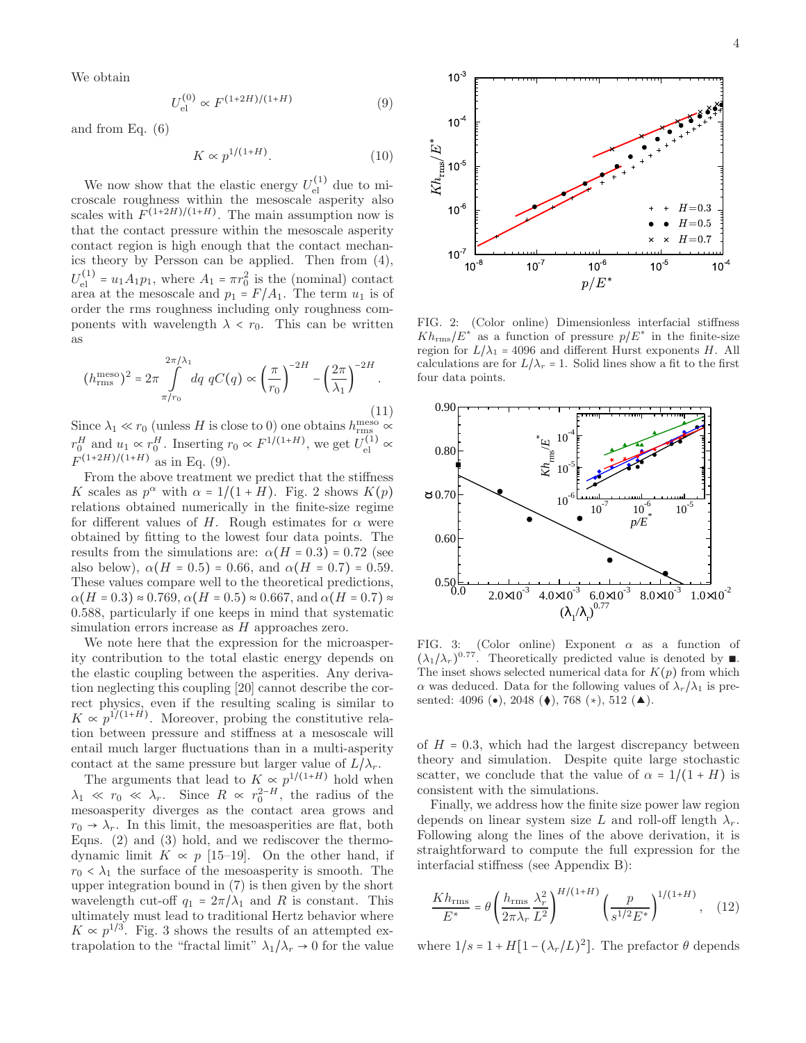We obtain

$$U_{\rm el}^{(0)} \propto F^{(1+2H)/(1+H)} \tag{9}$$

and from Eq. (6)

$$K \propto p^{1/(1+H)}. \tag{10}$$

We now show that the elastic energy $U_{\rm el}^{(1)}$ due to microscale roughness within the mesoscale asperity also scales with $F^{(1+2H)/(1+H)}$. The main assumption now is that the contact pressure within the mesoscale asperity contact region is high enough that the contact mechanics theory by Persson can be applied. Then from (4), $U_{\rm el}^{(1)} = u_1 A_1 p_1$, where $A_1 = \pi r_0^2$ is the (nominal) contact area at the mesoscale and $p_1 = F/A_1$. The term $u_1$ is of order the rms roughness including only roughness components with wavelength $\lambda < r_0$. This can be written as

$$(h_{\rm rms}^{\rm meso})^2 = 2\pi \int_{\pi/r_0}^{2\pi/\lambda_1} dq\; qC(q) \propto \left(\frac{\pi}{r_0}\right)^{-2H} - \left(\frac{2\pi}{\lambda_1}\right)^{-2H}. \tag{11}$$

Since $\lambda_1 \ll r_0$ (unless $H$ is close to 0) one obtains $h_{\rm rms}^{\rm meso} \propto r_0^H$ and $u_1 \propto r_0^H$. Inserting $r_0 \propto F^{1/(1+H)}$, we get $U_{\rm el}^{(1)} \propto F^{(1+2H)/(1+H)}$ as in Eq. (9).

From the above treatment we predict that the stiffness $K$ scales as $p^\alpha$ with $\alpha = 1/(1+H)$. Fig. 2 shows $K(p)$ relations obtained numerically in the finite-size regime for different values of $H$. Rough estimates for $\alpha$ were obtained by fitting to the lowest four data points. The results from the simulations are: $\alpha(H=0.3) = 0.72$ (see also below), $\alpha(H=0.5) = 0.66$, and $\alpha(H=0.7) = 0.59$. These values compare well to the theoretical predictions, $\alpha(H=0.3) \approx 0.769$, $\alpha(H=0.5) \approx 0.667$, and $\alpha(H=0.7) \approx 0.588$, particularly if one keeps in mind that systematic simulation errors increase as $H$ approaches zero.

We note here that the expression for the microasperity contribution to the total elastic energy depends on the elastic coupling between the asperities. Any derivation neglecting this coupling [20] cannot describe the correct physics, even if the resulting scaling is similar to $K \propto p^{1/(1+H)}$. Moreover, probing the constitutive relation between pressure and stiffness at a mesoscale will entail much larger fluctuations than in a multi-asperity contact at the same pressure but larger value of $L/\lambda_r$.

The arguments that lead to $K \propto p^{1/(1+H)}$ hold when $\lambda_1 \ll r_0 \ll \lambda_r$. Since $R \propto r_0^{2-H}$, the radius of the mesoasperity diverges as the contact area grows and $r_0 \to \lambda_r$. In this limit, the mesoasperities are flat, both Eqns. (2) and (3) hold, and we rediscover the thermodynamic limit $K \propto p$ [15–19]. On the other hand, if $r_0 < \lambda_1$ the surface of the mesoasperity is smooth. The upper integration bound in (7) is then given by the short wavelength cut-off $q_1 = 2\pi/\lambda_1$ and $R$ is constant. This ultimately must lead to traditional Hertz behavior where $K \propto p^{1/3}$. Fig. 3 shows the results of an attempted extrapolation to the "fractal limit" $\lambda_1/\lambda_r \to 0$ for the value of $H = 0.3$, which had the largest discrepancy between theory and simulation. Despite quite large stochastic scatter, we conclude that the value of $\alpha = 1/(1+H)$ is consistent with the simulations.

FIG. 2: (Color online) Dimensionless interfacial stiffness $Kh_{\rm rms}/E^*$ as a function of pressure $p/E^*$ in the finite-size region for $L/\lambda_1 = 4096$ and different Hurst exponents $H$. All calculations are for $L/\lambda_r = 1$. Solid lines show a fit to the first four data points.

FIG. 3: (Color online) Exponent $\alpha$ as a function of $(\lambda_1/\lambda_r)^{0.77}$. Theoretically predicted value is denoted by ■. The inset shows selected numerical data for $K(p)$ from which $\alpha$ was deduced. Data for the following values of $\lambda_r/\lambda_1$ is presented: 4096 (●), 2048 (⧫), 768 (∗), 512 (▲).

Finally, we address how the finite size power law region depends on linear system size $L$ and roll-off length $\lambda_r$. Following along the lines of the above derivation, it is straightforward to compute the full expression for the interfacial stiffness (see Appendix B):

$$\frac{Kh_{\rm rms}}{E^*} = \theta \left(\frac{h_{\rm rms}}{2\pi\lambda_r}\frac{\lambda_r^2}{L^2}\right)^{H/(1+H)} \left(\frac{p}{s^{1/2}E^*}\right)^{1/(1+H)}, \tag{12}$$

where $1/s = 1 + H[1-(\lambda_r/L)^2]$. The prefactor $\theta$ depends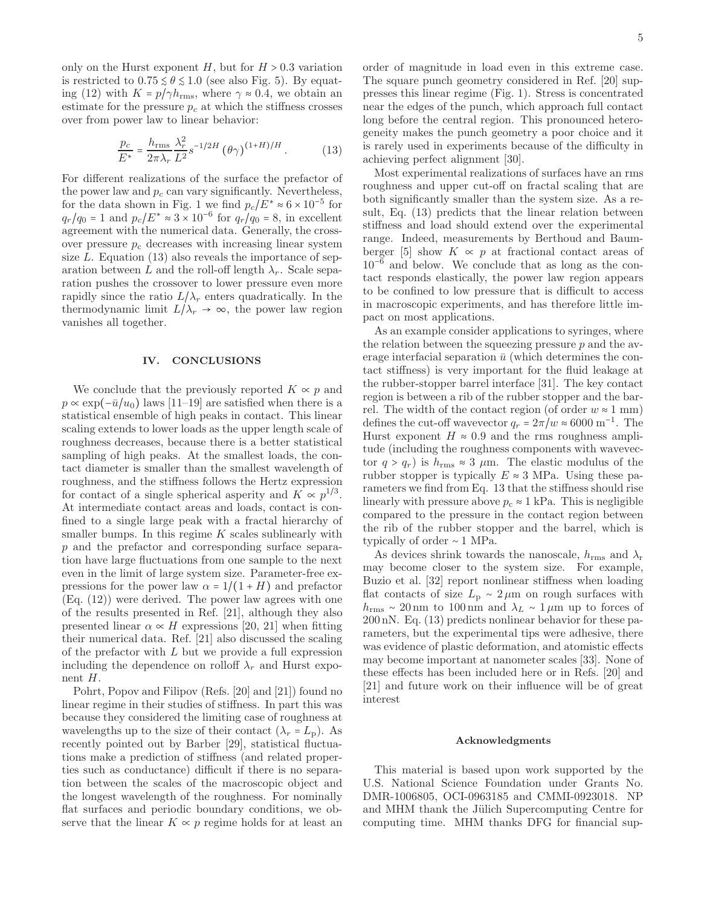only on the Hurst exponent $H$, but for $H > 0.3$ variation is restricted to $0.75 \lesssim \theta \lesssim 1.0$ (see also Fig. 5). By equating (12) with $K = p/\gamma h_{\rm rms}$, where $\gamma \approx 0.4$, we obtain an estimate for the pressure $p_c$ at which the stiffness crosses over from power law to linear behavior:

$$\frac{p_c}{E^*} = \frac{h_{\rm rms}}{2\pi\lambda_r}\frac{\lambda_r^2}{L^2}s^{-1/2H}\left(\theta\gamma\right)^{(1+H)/H}. \tag{13}$$

For different realizations of the surface the prefactor of the power law and $p_c$ can vary significantly. Nevertheless, for the data shown in Fig. 1 we find $p_c/E^* \approx 6\times10^{-5}$ for $q_r/q_0 = 1$ and $p_c/E^* \approx 3\times10^{-6}$ for $q_r/q_0 = 8$, in excellent agreement with the numerical data. Generally, the crossover pressure $p_c$ decreases with increasing linear system size $L$. Equation (13) also reveals the importance of separation between $L$ and the roll-off length $\lambda_r$. Scale separation pushes the crossover to lower pressure even more rapidly since the ratio $L/\lambda_r$ enters quadratically. In the thermodynamic limit $L/\lambda_r \to \infty$, the power law region vanishes all together.

## IV. CONCLUSIONS

We conclude that the previously reported $K \propto p$ and $p \propto \exp(-\bar{u}/u_0)$ laws [11–19] are satisfied when there is a statistical ensemble of high peaks in contact. This linear scaling extends to lower loads as the upper length scale of roughness decreases, because there is a better statistical sampling of high peaks. At the smallest loads, the contact diameter is smaller than the smallest wavelength of roughness, and the stiffness follows the Hertz expression for contact of a single spherical asperity and $K \propto p^{1/3}$. At intermediate contact areas and loads, contact is confined to a single large peak with a fractal hierarchy of smaller bumps. In this regime $K$ scales sublinearly with $p$ and the prefactor and corresponding surface separation have large fluctuations from one sample to the next even in the limit of large system size. Parameter-free expressions for the power law $\alpha = 1/(1+H)$ and prefactor (Eq. (12)) were derived. The power law agrees with one of the results presented in Ref. [21], although they also presented linear $\alpha \propto H$ expressions [20, 21] when fitting their numerical data. Ref. [21] also discussed the scaling of the prefactor with $L$ but we provide a full expression including the dependence on rolloff $\lambda_r$ and Hurst exponent $H$.

Pohrt, Popov and Filipov (Refs. [20] and [21]) found no linear regime in their studies of stiffness. In part this was because they considered the limiting case of roughness at wavelengths up to the size of their contact ($\lambda_r = L_{\rm p}$). As recently pointed out by Barber [29], statistical fluctuations make a prediction of stiffness (and related properties such as conductance) difficult if there is no separation between the scales of the macroscopic object and the longest wavelength of the roughness. For nominally flat surfaces and periodic boundary conditions, we observe that the linear $K \propto p$ regime holds for at least an order of magnitude in load even in this extreme case. The square punch geometry considered in Ref. [20] suppresses this linear regime (Fig. 1). Stress is concentrated near the edges of the punch, which approach full contact long before the central region. This pronounced heterogeneity makes the punch geometry a poor choice and it is rarely used in experiments because of the difficulty in achieving perfect alignment [30].

Most experimental realizations of surfaces have an rms roughness and upper cut-off on fractal scaling that are both significantly smaller than the system size. As a result, Eq. (13) predicts that the linear relation between stiffness and load should extend over the experimental range. Indeed, measurements by Berthoud and Baumberger [5] show $K \propto p$ at fractional contact areas of $10^{-6}$ and below. We conclude that as long as the contact responds elastically, the power law region appears to be confined to low pressure that is difficult to access in macroscopic experiments, and has therefore little impact on most applications.

As an example consider applications to syringes, where the relation between the squeezing pressure $p$ and the average interfacial separation $\bar{u}$ (which determines the contact stiffness) is very important for the fluid leakage at the rubber-stopper barrel interface [31]. The key contact region is between a rib of the rubber stopper and the barrel. The width of the contact region (of order $w \approx 1$ mm) defines the cut-off wavevector $q_r = 2\pi/w \approx 6000\ {\rm m}^{-1}$. The Hurst exponent $H \approx 0.9$ and the rms roughness amplitude (including the roughness components with wavevector $q > q_r$) is $h_{\rm rms} \approx 3\ \mu$m. The elastic modulus of the rubber stopper is typically $E \approx 3$ MPa. Using these parameters we find from Eq. 13 that the stiffness should rise linearly with pressure above $p_{\rm c} \approx 1$ kPa. This is negligible compared to the pressure in the contact region between the rib of the rubber stopper and the barrel, which is typically of order $\sim 1$ MPa.

As devices shrink towards the nanoscale, $h_{\rm rms}$ and $\lambda_{\rm r}$ may become closer to the system size. For example, Buzio et al. [32] report nonlinear stiffness when loading flat contacts of size $L_{\rm p} \sim 2\,\mu$m on rough surfaces with $h_{\rm rms} \sim 20\,$nm to $100\,$nm and $\lambda_L \sim 1\,\mu$m up to forces of $200\,$nN. Eq. (13) predicts nonlinear behavior for these parameters, but the experimental tips were adhesive, there was evidence of plastic deformation, and atomistic effects may become important at nanometer scales [33]. None of these effects has been included here or in Refs. [20] and [21] and future work on their influence will be of great interest

### Acknowledgments

This material is based upon work supported by the U.S. National Science Foundation under Grants No. DMR-1006805, OCI-0963185 and CMMI-0923018. NP and MHM thank the Jülich Supercomputing Centre for computing time. MHM thanks DFG for financial sup-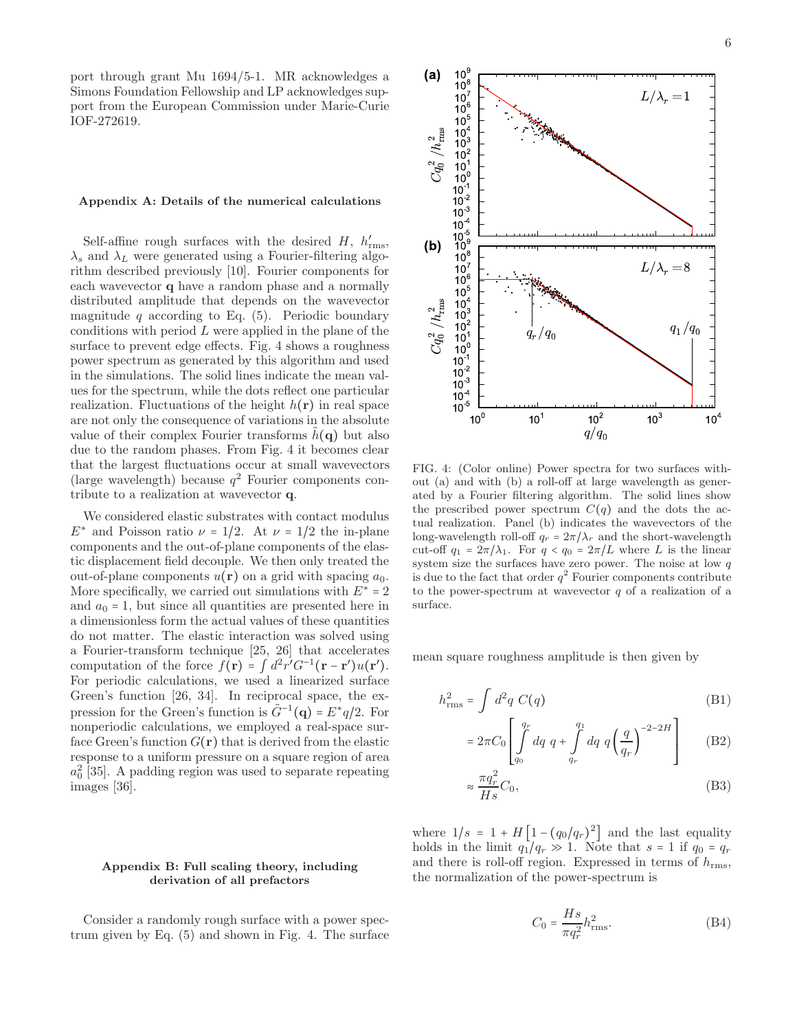port through grant Mu 1694/5-1. MR acknowledges a Simons Foundation Fellowship and LP acknowledges support from the European Commission under Marie-Curie IOF-272619.

### Appendix A: Details of the numerical calculations

Self-affine rough surfaces with the desired $H$, $h'_{\rm rms}$, $\lambda_s$ and $\lambda_L$ were generated using a Fourier-filtering algorithm described previously [10]. Fourier components for each wavevector $\mathbf{q}$ have a random phase and a normally distributed amplitude that depends on the wavevector magnitude $q$ according to Eq. (5). Periodic boundary conditions with period $L$ were applied in the plane of the surface to prevent edge effects. Fig. 4 shows a roughness power spectrum as generated by this algorithm and used in the simulations. The solid lines indicate the mean values for the spectrum, while the dots reflect one particular realization. Fluctuations of the height $h(\mathbf{r})$ in real space are not only the consequence of variations in the absolute value of their complex Fourier transforms $\tilde{h}(\mathbf{q})$ but also due to the random phases. From Fig. 4 it becomes clear that the largest fluctuations occur at small wavevectors (large wavelength) because $q^2$ Fourier components contribute to a realization at wavevector $\mathbf{q}$.

We considered elastic substrates with contact modulus $E^*$ and Poisson ratio $\nu = 1/2$. At $\nu = 1/2$ the in-plane components and the out-of-plane components of the elastic displacement field decouple. We then only treated the out-of-plane components $u(\mathbf{r})$ on a grid with spacing $a_0$. More specifically, we carried out simulations with $E^* = 2$ and $a_0 = 1$, but since all quantities are presented here in a dimensionless form the actual values of these quantities do not matter. The elastic interaction was solved using a Fourier-transform technique [25, 26] that accelerates computation of the force $f(\mathbf{r}) = \int d^2r' G^{-1}(\mathbf{r}-\mathbf{r}')u(\mathbf{r}')$. For periodic calculations, we used a linearized surface Green's function [26, 34]. In reciprocal space, the expression for the Green's function is $\tilde{G}^{-1}(\mathbf{q}) = E^* q/2$. For nonperiodic calculations, we employed a real-space surface Green's function $G(\mathbf{r})$ that is derived from the elastic response to a uniform pressure on a square region of area $a_0^2$ [35]. A padding region was used to separate repeating images [36].

### Appendix B: Full scaling theory, including derivation of all prefactors

Consider a randomly rough surface with a power spectrum given by Eq. (5) and shown in Fig. 4. The surface mean square roughness amplitude is then given by

$$h_{\rm rms}^2 = \int d^2q \; C(q) \tag{B1}$$

$$= 2\pi C_0 \left[ \int_{q_0}^{q_r} dq \; q + \int_{q_r}^{q_1} dq \; q \left(\frac{q}{q_r}\right)^{-2-2H} \right] \tag{B2}$$

$$\approx \frac{\pi q_r^2}{Hs} C_0, \tag{B3}$$

where $1/s = 1 + H\left[1-(q_0/q_r)^2\right]$ and the last equality holds in the limit $q_1/q_r \gg 1$. Note that $s = 1$ if $q_0 = q_r$ and there is roll-off region. Expressed in terms of $h_{\rm rms}$, the normalization of the power-spectrum is

$$C_0 = \frac{Hs}{\pi q_r^2} h_{\rm rms}^2. \tag{B4}$$

FIG. 4: (Color online) Power spectra for two surfaces without (a) and with (b) a roll-off at large wavelength as generated by a Fourier filtering algorithm. The solid lines show the prescribed power spectrum $C(q)$ and the dots the actual realization. Panel (b) indicates the wavevectors of the long-wavelength roll-off $q_r = 2\pi/\lambda_r$ and the short-wavelength cut-off $q_1 = 2\pi/\lambda_1$. For $q < q_0 = 2\pi/L$ where $L$ is the linear system size the surfaces have zero power. The noise at low $q$ is due to the fact that order $q^2$ Fourier components contribute to the power-spectrum at wavevector $q$ of a realization of a surface.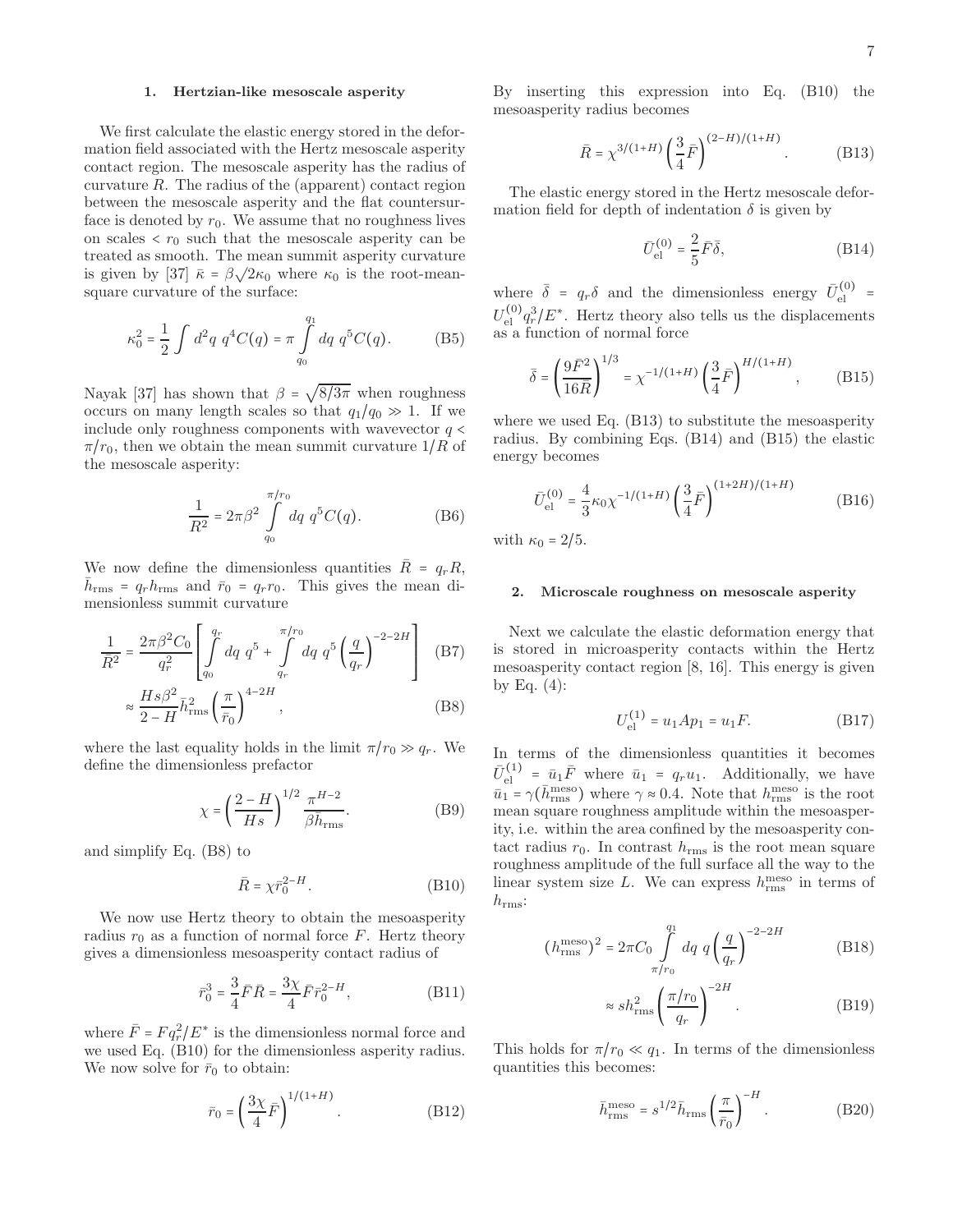### 1. Hertzian-like mesoscale asperity

We first calculate the elastic energy stored in the deformation field associated with the Hertz mesoscale asperity contact region. The mesoscale asperity has the radius of curvature $R$. The radius of the (apparent) contact region between the mesoscale asperity and the flat countersurface is denoted by $r_0$. We assume that no roughness lives on scales $< r_0$ such that the mesoscale asperity can be treated as smooth. The mean summit asperity curvature is given by [37] $\bar{\kappa} = \beta\sqrt{2}\kappa_0$ where $\kappa_0$ is the root-mean-square curvature of the surface:

$$\kappa_0^2 = \frac{1}{2}\int d^2q\ q^4 C(q) = \pi \int_{q_0}^{q_1} dq\ q^5 C(q). \tag{B5}$$

Nayak [37] has shown that $\beta = \sqrt{8/3\pi}$ when roughness occurs on many length scales so that $q_1/q_0 \gg 1$. If we include only roughness components with wavevector $q < \pi/r_0$, then we obtain the mean summit curvature $1/R$ of the mesoscale asperity:

$$\frac{1}{R^2} = 2\pi\beta^2 \int_{q_0}^{\pi/r_0} dq\ q^5 C(q). \tag{B6}$$

We now define the dimensionless quantities $\bar{R} = q_r R$, $\bar{h}_{\rm rms} = q_r h_{\rm rms}$ and $\bar{r}_0 = q_r r_0$. This gives the mean dimensionless summit curvature

$$\frac{1}{\bar{R}^2} = \frac{2\pi\beta^2 C_0}{q_r^2}\left[\int_{q_0}^{q_r} dq\ q^5 + \int_{q_r}^{\pi/r_0} dq\ q^5 \left(\frac{q}{q_r}\right)^{-2-2H}\right] \tag{B7}$$

$$\approx \frac{Hs\beta^2}{2-H}\bar{h}_{\rm rms}^2 \left(\frac{\pi}{\bar{r}_0}\right)^{4-2H}, \tag{B8}$$

where the last equality holds in the limit $\pi/r_0 \gg q_r$. We define the dimensionless prefactor

$$\chi = \left(\frac{2-H}{Hs}\right)^{1/2} \frac{\pi^{H-2}}{\beta\bar{h}_{\rm rms}}. \tag{B9}$$

and simplify Eq. (B8) to

$$\bar{R} = \chi\bar{r}_0^{2-H}. \tag{B10}$$

We now use Hertz theory to obtain the mesoasperity radius $r_0$ as a function of normal force $F$. Hertz theory gives a dimensionless mesoasperity contact radius of

$$\bar{r}_0^3 = \frac{3}{4}\bar{F}\bar{R} = \frac{3\chi}{4}\bar{F}\bar{r}_0^{2-H}, \tag{B11}$$

where $\bar{F} = Fq_r^2/E^*$ is the dimensionless normal force and we used Eq. (B10) for the dimensionless asperity radius. We now solve for $\bar{r}_0$ to obtain:

$$\bar{r}_0 = \left(\frac{3\chi}{4}\bar{F}\right)^{1/(1+H)}. \tag{B12}$$

By inserting this expression into Eq. (B10) the mesoasperity radius becomes

$$\bar{R} = \chi^{3/(1+H)}\left(\frac{3}{4}\bar{F}\right)^{(2-H)/(1+H)}. \tag{B13}$$

The elastic energy stored in the Hertz mesoscale deformation field for depth of indentation $\delta$ is given by

$$\bar{U}_{\rm el}^{(0)} = \frac{2}{5}\bar{F}\bar{\delta}, \tag{B14}$$

where $\bar{\delta} = q_r\delta$ and the dimensionless energy $\bar{U}_{\rm el}^{(0)} = U_{\rm el}^{(0)} q_r^3/E^*$. Hertz theory also tells us the displacements as a function of normal force

$$\bar{\delta} = \left(\frac{9\bar{F}^2}{16\bar{R}}\right)^{1/3} = \chi^{-1/(1+H)}\left(\frac{3}{4}\bar{F}\right)^{H/(1+H)}, \tag{B15}$$

where we used Eq. (B13) to substitute the mesoasperity radius. By combining Eqs. (B14) and (B15) the elastic energy becomes

$$\bar{U}_{\rm el}^{(0)} = \frac{4}{3}\kappa_0\chi^{-1/(1+H)}\left(\frac{3}{4}\bar{F}\right)^{(1+2H)/(1+H)} \tag{B16}$$

with $\kappa_0 = 2/5$.

### 2. Microscale roughness on mesoscale asperity

Next we calculate the elastic deformation energy that is stored in microasperity contacts within the Hertz mesoasperity contact region [8, 16]. This energy is given by Eq. (4):

$$U_{\rm el}^{(1)} = u_1 A p_1 = u_1 F. \tag{B17}$$

In terms of the dimensionless quantities it becomes $\bar{U}_{\rm el}^{(1)} = \bar{u}_1\bar{F}$ where $\bar{u}_1 = q_r u_1$. Additionally, we have $\bar{u}_1 = \gamma(\bar{h}_{\rm rms}^{\rm meso})$ where $\gamma \approx 0.4$. Note that $h_{\rm rms}^{\rm meso}$ is the root mean square roughness amplitude within the mesoasperity, i.e. within the area confined by the mesoasperity contact radius $r_0$. In contrast $h_{\rm rms}$ is the root mean square roughness amplitude of the full surface all the way to the linear system size $L$. We can express $h_{\rm rms}^{\rm meso}$ in terms of $h_{\rm rms}$:

$$(h_{\rm rms}^{\rm meso})^2 = 2\pi C_0 \int_{\pi/r_0}^{q_1} dq\ q\left(\frac{q}{q_r}\right)^{-2-2H} \tag{B18}$$

$$\approx sh_{\rm rms}^2\left(\frac{\pi/r_0}{q_r}\right)^{-2H}. \tag{B19}$$

This holds for $\pi/r_0 \ll q_1$. In terms of the dimensionless quantities this becomes:

$$\bar{h}_{\rm rms}^{\rm meso} = s^{1/2}\bar{h}_{\rm rms}\left(\frac{\pi}{\bar{r}_0}\right)^{-H}. \tag{B20}$$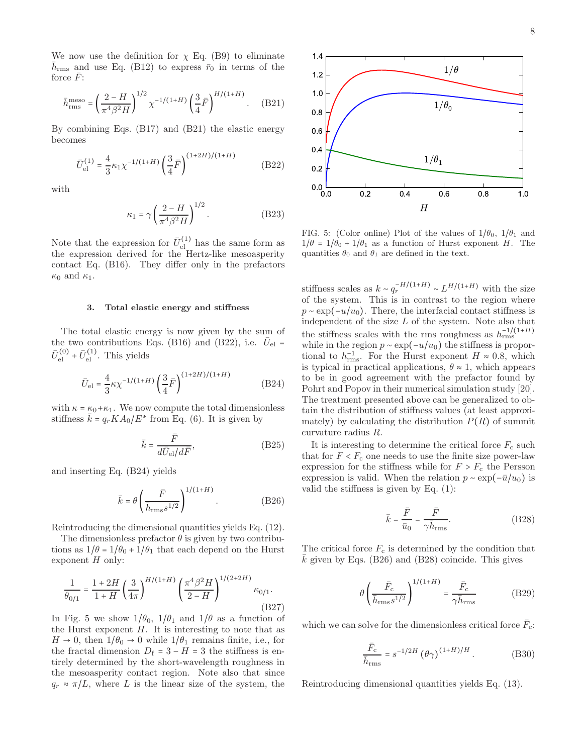We now use the definition for $\chi$ Eq. (B9) to eliminate $\bar{h}_{\rm rms}$ and use Eq. (B12) to express $\bar{r}_0$ in terms of the force $\bar{F}$:

$$\bar{h}_{\rm rms}^{\rm meso} = \left(\frac{2-H}{\pi^4\beta^2 H}\right)^{1/2} \chi^{-1/(1+H)} \left(\frac{3}{4}\bar{F}\right)^{H/(1+H)}. \quad \text{(B21)}$$

By combining Eqs. (B17) and (B21) the elastic energy becomes

$$\bar{U}_{\rm el}^{(1)} = \frac{4}{3}\kappa_1 \chi^{-1/(1+H)} \left(\frac{3}{4}\bar{F}\right)^{(1+2H)/(1+H)} \quad \text{(B22)}$$

with

$$\kappa_1 = \gamma \left(\frac{2-H}{\pi^4\beta^2 H}\right)^{1/2}. \quad \text{(B23)}$$

Note that the expression for $\bar{U}_{\rm el}^{(1)}$ has the same form as the expression derived for the Hertz-like mesoasperity contact Eq. (B16). They differ only in the prefactors $\kappa_0$ and $\kappa_1$.

### 3. Total elastic energy and stiffness

The total elastic energy is now given by the sum of the two contributions Eqs. (B16) and (B22), i.e. $\bar{U}_{\rm el} = \bar{U}_{\rm el}^{(0)} + \bar{U}_{\rm el}^{(1)}$. This yields

$$\bar{U}_{\rm el} = \frac{4}{3}\kappa \chi^{-1/(1+H)} \left(\frac{3}{4}\bar{F}\right)^{(1+2H)/(1+H)} \quad \text{(B24)}$$

with $\kappa = \kappa_0 + \kappa_1$. We now compute the total dimensionless stiffness $\bar{k} = q_r K A_0 / E^*$ from Eq. (6). It is given by

$$\bar{k} = \frac{\bar{F}}{d\bar{U}_{\rm el}/d\bar{F}}, \quad \text{(B25)}$$

and inserting Eq. (B24) yields

$$\bar{k} = \theta \left(\frac{\bar{F}}{\bar{h}_{\rm rms} s^{1/2}}\right)^{1/(1+H)}. \quad \text{(B26)}$$

Reintroducing the dimensional quantities yields Eq. (12).

The dimensionless prefactor $\theta$ is given by two contributions as $1/\theta = 1/\theta_0 + 1/\theta_1$ that each depend on the Hurst exponent $H$ only:

$$\frac{1}{\theta_{0/1}} = \frac{1+2H}{1+H}\left(\frac{3}{4\pi}\right)^{H/(1+H)} \left(\frac{\pi^4\beta^2 H}{2-H}\right)^{1/(2+2H)} \kappa_{0/1}. \quad \text{(B27)}$$

In Fig. 5 we show $1/\theta_0$, $1/\theta_1$ and $1/\theta$ as a function of the Hurst exponent $H$. It is interesting to note that as $H \to 0$, then $1/\theta_0 \to 0$ while $1/\theta_1$ remains finite, i.e., for the fractal dimension $D_{\rm f} = 3 - H = 3$ the stiffness is entirely determined by the short-wavelength roughness in the mesoasperity contact region. Note also that since $q_r \approx \pi/L$, where $L$ is the linear size of the system, the stiffness scales as $k \sim q_r^{-H/(1+H)} \sim L^{H/(1+H)}$ with the size of the system. This is in contrast to the region where $p \sim \exp(-u/u_0)$. There, the interfacial contact stiffness is independent of the size $L$ of the system. Note also that the stiffness scales with the rms roughness as $h_{\rm rms}^{-1/(1+H)}$ while in the region $p \sim \exp(-u/u_0)$ the stiffness is proportional to $h_{\rm rms}^{-1}$. For the Hurst exponent $H \approx 0.8$, which is typical in practical applications, $\theta \approx 1$, which appears to be in good agreement with the prefactor found by Pohrt and Popov in their numerical simulation study [20]. The treatment presented above can be generalized to obtain the distribution of stiffness values (at least approximately) by calculating the distribution $P(R)$ of summit curvature radius $R$.

FIG. 5: (Color online) Plot of the values of $1/\theta_0$, $1/\theta_1$ and $1/\theta = 1/\theta_0 + 1/\theta_1$ as a function of Hurst exponent $H$. The quantities $\theta_0$ and $\theta_1$ are defined in the text.

It is interesting to determine the critical force $F_{\rm c}$ such that for $F < F_{\rm c}$ one needs to use the finite size power-law expression for the stiffness while for $F > F_{\rm c}$ the Persson expression is valid. When the relation $p \sim \exp(-\bar{u}/u_0)$ is valid the stiffness is given by Eq. (1):

$$\bar{k} = \frac{\bar{F}}{\bar{u}_0} = \frac{\bar{F}}{\gamma \bar{h}_{\rm rms}}. \quad \text{(B28)}$$

The critical force $F_{\rm c}$ is determined by the condition that $\bar{k}$ given by Eqs. (B26) and (B28) coincide. This gives

$$\theta \left(\frac{\bar{F}_{\rm c}}{\bar{h}_{\rm rms} s^{1/2}}\right)^{1/(1+H)} = \frac{\bar{F}_{\rm c}}{\gamma \bar{h}_{\rm rms}} \quad \text{(B29)}$$

which we can solve for the dimensionless critical force $\bar{F}_c$:

$$\frac{\bar{F}_{\rm c}}{\bar{h}_{\rm rms}} = s^{-1/2H} \left(\theta\gamma\right)^{(1+H)/H}. \quad \text{(B30)}$$

Reintroducing dimensional quantities yields Eq. (13).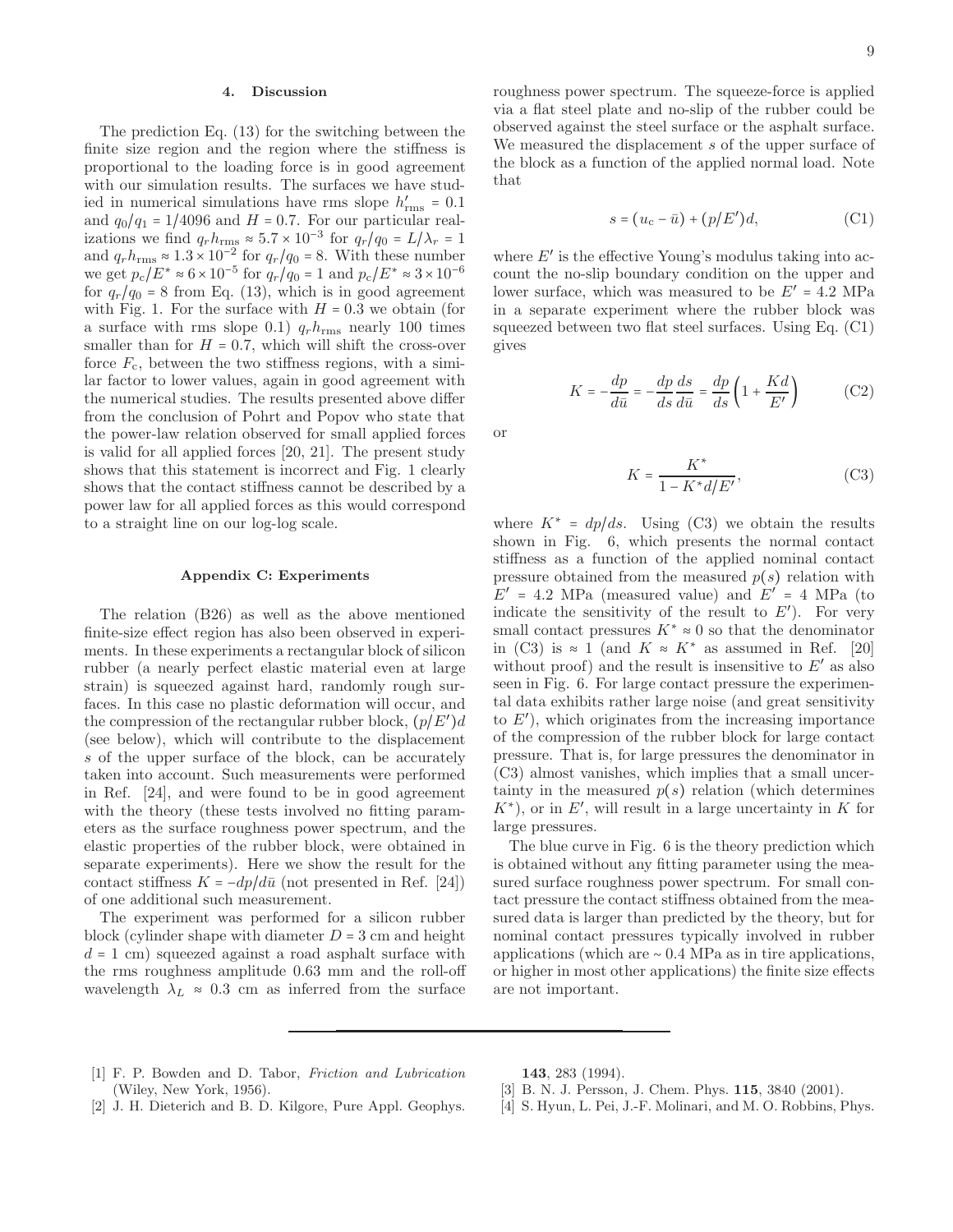### 4. Discussion

The prediction Eq. (13) for the switching between the finite size region and the region where the stiffness is proportional to the loading force is in good agreement with our simulation results. The surfaces we have studied in numerical simulations have rms slope $h'_{\rm rms} = 0.1$ and $q_0/q_1 = 1/4096$ and $H = 0.7$. For our particular realizations we find $q_r h_{\rm rms} \approx 5.7 \times 10^{-3}$ for $q_r/q_0 = L/\lambda_r = 1$ and $q_r h_{\rm rms} \approx 1.3 \times 10^{-2}$ for $q_r/q_0 = 8$. With these number we get $p_c/E^* \approx 6 \times 10^{-5}$ for $q_r/q_0 = 1$ and $p_c/E^* \approx 3 \times 10^{-6}$ for $q_r/q_0 = 8$ from Eq. (13), which is in good agreement with Fig. 1. For the surface with $H = 0.3$ we obtain (for a surface with rms slope 0.1) $q_r h_{\rm rms}$ nearly 100 times smaller than for $H = 0.7$, which will shift the cross-over force $F_c$, between the two stiffness regions, with a similar factor to lower values, again in good agreement with the numerical studies. The results presented above differ from the conclusion of Pohrt and Popov who state that the power-law relation observed for small applied forces is valid for all applied forces [20, 21]. The present study shows that this statement is incorrect and Fig. 1 clearly shows that the contact stiffness cannot be described by a power law for all applied forces as this would correspond to a straight line on our log-log scale.

### Appendix C: Experiments

The relation (B26) as well as the above mentioned finite-size effect region has also been observed in experiments. In these experiments a rectangular block of silicon rubber (a nearly perfect elastic material even at large strain) is squeezed against hard, randomly rough surfaces. In this case no plastic deformation will occur, and the compression of the rectangular rubber block, $(p/E')d$ (see below), which will contribute to the displacement $s$ of the upper surface of the block, can be accurately taken into account. Such measurements were performed in Ref. [24], and were found to be in good agreement with the theory (these tests involved no fitting parameters as the surface roughness power spectrum, and the elastic properties of the rubber block, were obtained in separate experiments). Here we show the result for the contact stiffness $K = -dp/d\bar{u}$ (not presented in Ref. [24]) of one additional such measurement.

The experiment was performed for a silicon rubber block (cylinder shape with diameter $D = 3$ cm and height $d = 1$ cm) squeezed against a road asphalt surface with the rms roughness amplitude 0.63 mm and the roll-off wavelength $\lambda_L \approx 0.3$ cm as inferred from the surface roughness power spectrum. The squeeze-force is applied via a flat steel plate and no-slip of the rubber could be observed against the steel surface or the asphalt surface. We measured the displacement $s$ of the upper surface of the block as a function of the applied normal load. Note that

$$s = (u_c - \bar{u}) + (p/E')d, \tag{C1}$$

where $E'$ is the effective Young's modulus taking into account the no-slip boundary condition on the upper and lower surface, which was measured to be $E' = 4.2$ MPa in a separate experiment where the rubber block was squeezed between two flat steel surfaces. Using Eq. (C1) gives

$$K = -\frac{dp}{d\bar{u}} = -\frac{dp}{ds}\frac{ds}{d\bar{u}} = \frac{dp}{ds}\left(1 + \frac{Kd}{E'}\right) \tag{C2}$$

or

$$K = \frac{K^*}{1 - K^* d/E'}, \tag{C3}$$

where $K^* = dp/ds$. Using (C3) we obtain the results shown in Fig. 6, which presents the normal contact stiffness as a function of the applied nominal contact pressure obtained from the measured $p(s)$ relation with $E' = 4.2$ MPa (measured value) and $E' = 4$ MPa (to indicate the sensitivity of the result to $E'$). For very small contact pressures $K^* \approx 0$ so that the denominator in (C3) is $\approx 1$ (and $K \approx K^*$ as assumed in Ref. [20] without proof) and the result is insensitive to $E'$ as also seen in Fig. 6. For large contact pressure the experimental data exhibits rather large noise (and great sensitivity to $E'$), which originates from the increasing importance of the compression of the rubber block for large contact pressure. That is, for large pressures the denominator in (C3) almost vanishes, which implies that a small uncertainty in the measured $p(s)$ relation (which determines $K^*$), or in $E'$, will result in a large uncertainty in $K$ for large pressures.

The blue curve in Fig. 6 is the theory prediction which is obtained without any fitting parameter using the measured surface roughness power spectrum. For small contact pressure the contact stiffness obtained from the measured data is larger than predicted by the theory, but for nominal contact pressures typically involved in rubber applications (which are ~ 0.4 MPa as in tire applications, or higher in most other applications) the finite size effects are not important.

---

[1] F. P. Bowden and D. Tabor, *Friction and Lubrication* (Wiley, New York, 1956).

[2] J. H. Dieterich and B. D. Kilgore, Pure Appl. Geophys. **143**, 283 (1994).

[3] B. N. J. Persson, J. Chem. Phys. **115**, 3840 (2001).

[4] S. Hyun, L. Pei, J.-F. Molinari, and M. O. Robbins, Phys.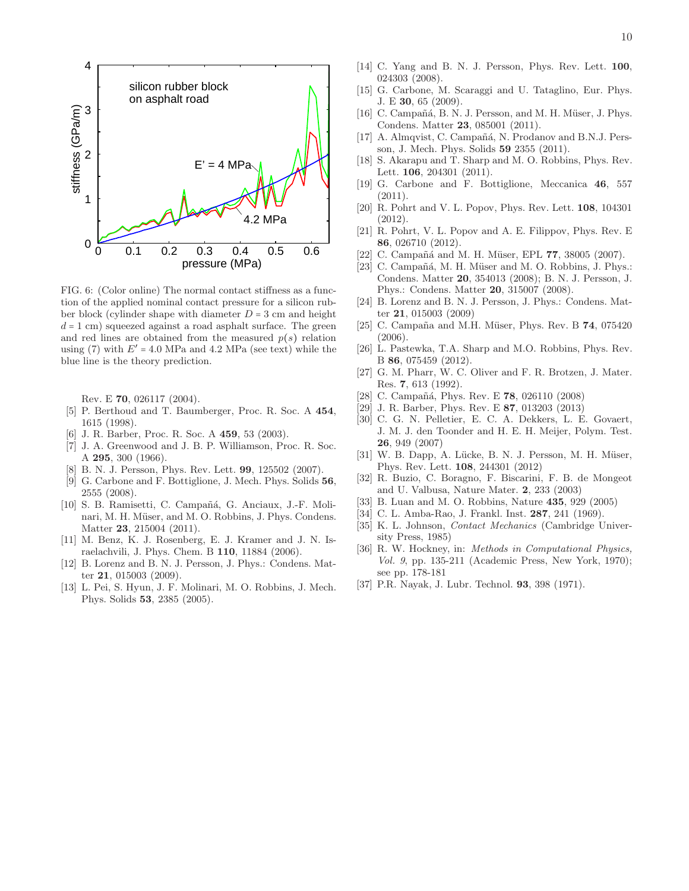silicon rubber block
on asphalt road

stiffness (GPa/m)

pressure (MPa)

E' = 4 MPa

4.2 MPa

0
1
2
3
4

0
0.1
0.2
0.3
0.4
0.5
0.6

FIG. 6: (Color online) The normal contact stiffness as a function of the applied nominal contact pressure for a silicon rubber block (cylinder shape with diameter $D = 3$ cm and height $d = 1$ cm) squeezed against a road asphalt surface. The green and red lines are obtained from the measured $p(s)$ relation using (7) with $E' = 4.0$ MPa and 4.2 MPa (see text) while the blue line is the theory prediction.

Rev. E **70**, 026117 (2004).

[5] P. Berthoud and T. Baumberger, Proc. R. Soc. A **454**, 1615 (1998).

[6] J. R. Barber, Proc. R. Soc. A **459**, 53 (2003).

[7] J. A. Greenwood and J. B. P. Williamson, Proc. R. Soc. A **295**, 300 (1966).

[8] B. N. J. Persson, Phys. Rev. Lett. **99**, 125502 (2007).

[9] G. Carbone and F. Bottiglione, J. Mech. Phys. Solids **56**, 2555 (2008).

[10] S. B. Ramisetti, C. Campañá, G. Anciaux, J.-F. Molinari, M. H. Müser, and M. O. Robbins, J. Phys. Condens. Matter **23**, 215004 (2011).

[11] M. Benz, K. J. Rosenberg, E. J. Kramer and J. N. Israelachvili, J. Phys. Chem. B **110**, 11884 (2006).

[12] B. Lorenz and B. N. J. Persson, J. Phys.: Condens. Matter **21**, 015003 (2009).

[13] L. Pei, S. Hyun, J. F. Molinari, M. O. Robbins, J. Mech. Phys. Solids **53**, 2385 (2005).

[14] C. Yang and B. N. J. Persson, Phys. Rev. Lett. **100**, 024303 (2008).

[15] G. Carbone, M. Scaraggi and U. Tataglino, Eur. Phys. J. E **30**, 65 (2009).

[16] C. Campañá, B. N. J. Persson, and M. H. Müser, J. Phys. Condens. Matter **23**, 085001 (2011).

[17] A. Almqvist, C. Campañá, N. Prodanov and B.N.J. Persson, J. Mech. Phys. Solids **59** 2355 (2011).

[18] S. Akarapu and T. Sharp and M. O. Robbins, Phys. Rev. Lett. **106**, 204301 (2011).

[19] G. Carbone and F. Bottiglione, Meccanica **46**, 557 (2011).

[20] R. Pohrt and V. L. Popov, Phys. Rev. Lett. **108**, 104301 (2012).

[21] R. Pohrt, V. L. Popov and A. E. Filippov, Phys. Rev. E **86**, 026710 (2012).

[22] C. Campañá and M. H. Müser, EPL **77**, 38005 (2007).

[23] C. Campañá, M. H. Müser and M. O. Robbins, J. Phys.: Condens. Matter **20**, 354013 (2008); B. N. J. Persson, J. Phys.: Condens. Matter **20**, 315007 (2008).

[24] B. Lorenz and B. N. J. Persson, J. Phys.: Condens. Matter **21**, 015003 (2009)

[25] C. Campaña and M.H. Müser, Phys. Rev. B **74**, 075420 (2006).

[26] L. Pastewka, T.A. Sharp and M.O. Robbins, Phys. Rev. B **86**, 075459 (2012).

[27] G. M. Pharr, W. C. Oliver and F. R. Brotzen, J. Mater. Res. **7**, 613 (1992).

[28] C. Campañá, Phys. Rev. E **78**, 026110 (2008)

[29] J. R. Barber, Phys. Rev. E **87**, 013203 (2013)

[30] C. G. N. Pelletier, E. C. A. Dekkers, L. E. Govaert, J. M. J. den Toonder and H. E. H. Meijer, Polym. Test. **26**, 949 (2007)

[31] W. B. Dapp, A. Lücke, B. N. J. Persson, M. H. Müser, Phys. Rev. Lett. **108**, 244301 (2012)

[32] R. Buzio, C. Boragno, F. Biscarini, F. B. de Mongeot and U. Valbusa, Nature Mater. **2**, 233 (2003)

[33] B. Luan and M. O. Robbins, Nature **435**, 929 (2005)

[34] C. L. Amba-Rao, J. Frankl. Inst. **287**, 241 (1969).

[35] K. L. Johnson, *Contact Mechanics* (Cambridge University Press, 1985)

[36] R. W. Hockney, in: *Methods in Computational Physics, Vol. 9*, pp. 135-211 (Academic Press, New York, 1970); see pp. 178-181

[37] P.R. Nayak, J. Lubr. Technol. **93**, 398 (1971).